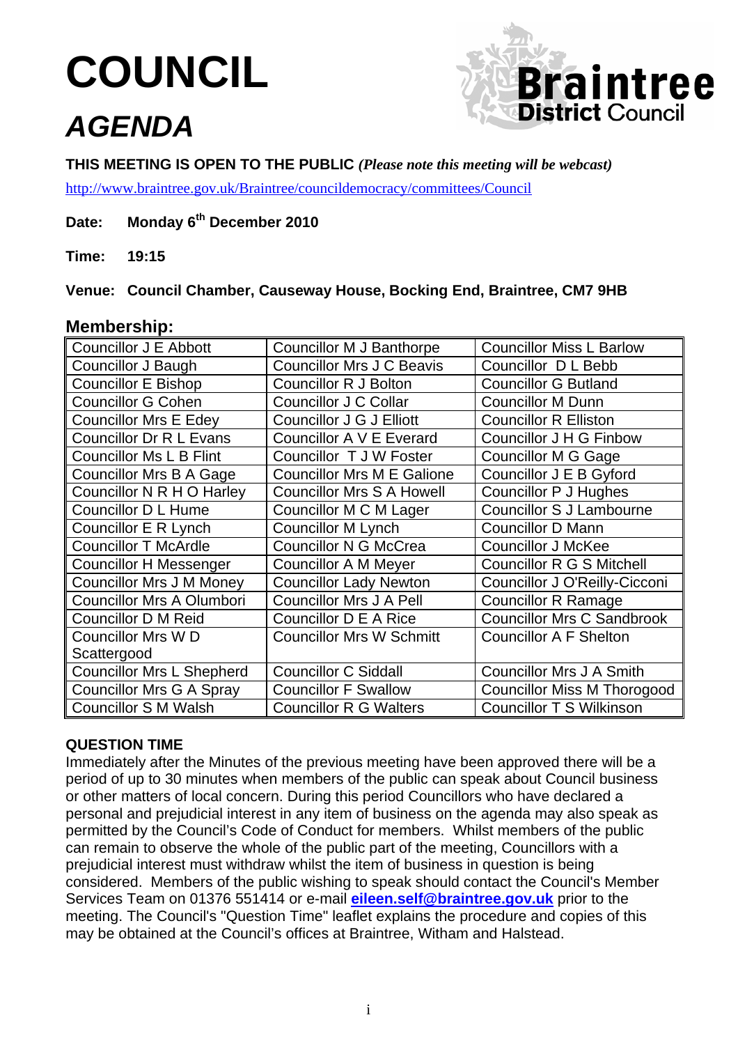# COUNCIL

# *AGENDA*

**THIS MEETING IS OPEN TO THE PUBLIC** ***(Please note this meeting will be webcast)***

http://www.braintree.gov.uk/Braintree/councildemocracy/committees/Council

**Date: Monday 6th December 2010**

**Time: 19:15**

**Venue: Council Chamber, Causeway House, Bocking End, Braintree, CM7 9HB**

## Membership:

| | | |
|---|---|---|
| Councillor J E Abbott | Councillor M J Banthorpe | Councillor Miss L Barlow |
| Councillor J Baugh | Councillor Mrs J C Beavis | Councillor D L Bebb |
| Councillor E Bishop | Councillor R J Bolton | Councillor G Butland |
| Councillor G Cohen | Councillor J C Collar | Councillor M Dunn |
| Councillor Mrs E Edey | Councillor J G J Elliott | Councillor R Elliston |
| Councillor Dr R L Evans | Councillor A V E Everard | Councillor J H G Finbow |
| Councillor Ms L B Flint | Councillor T J W Foster | Councillor M G Gage |
| Councillor Mrs B A Gage | Councillor Mrs M E Galione | Councillor J E B Gyford |
| Councillor N R H O Harley | Councillor Mrs S A Howell | Councillor P J Hughes |
| Councillor D L Hume | Councillor M C M Lager | Councillor S J Lambourne |
| Councillor E R Lynch | Councillor M Lynch | Councillor D Mann |
| Councillor T McArdle | Councillor N G McCrea | Councillor J McKee |
| Councillor H Messenger | Councillor A M Meyer | Councillor R G S Mitchell |
| Councillor Mrs J M Money | Councillor Lady Newton | Councillor J O'Reilly-Cicconi |
| Councillor Mrs A Olumbori | Councillor Mrs J A Pell | Councillor R Ramage |
| Councillor D M Reid | Councillor D E A Rice | Councillor Mrs C Sandbrook |
| Councillor Mrs W D Scattergood | Councillor Mrs W Schmitt | Councillor A F Shelton |
| Councillor Mrs L Shepherd | Councillor C Siddall | Councillor Mrs J A Smith |
| Councillor Mrs G A Spray | Councillor F Swallow | Councillor Miss M Thorogood |
| Councillor S M Walsh | Councillor R G Walters | Councillor T S Wilkinson |

**QUESTION TIME**

Immediately after the Minutes of the previous meeting have been approved there will be a period of up to 30 minutes when members of the public can speak about Council business or other matters of local concern. During this period Councillors who have declared a personal and prejudicial interest in any item of business on the agenda may also speak as permitted by the Council's Code of Conduct for members. Whilst members of the public can remain to observe the whole of the public part of the meeting, Councillors with a prejudicial interest must withdraw whilst the item of business in question is being considered. Members of the public wishing to speak should contact the Council's Member Services Team on 01376 551414 or e-mail **eileen.self@braintree.gov.uk** prior to the meeting. The Council's "Question Time" leaflet explains the procedure and copies of this may be obtained at the Council's offices at Braintree, Witham and Halstead.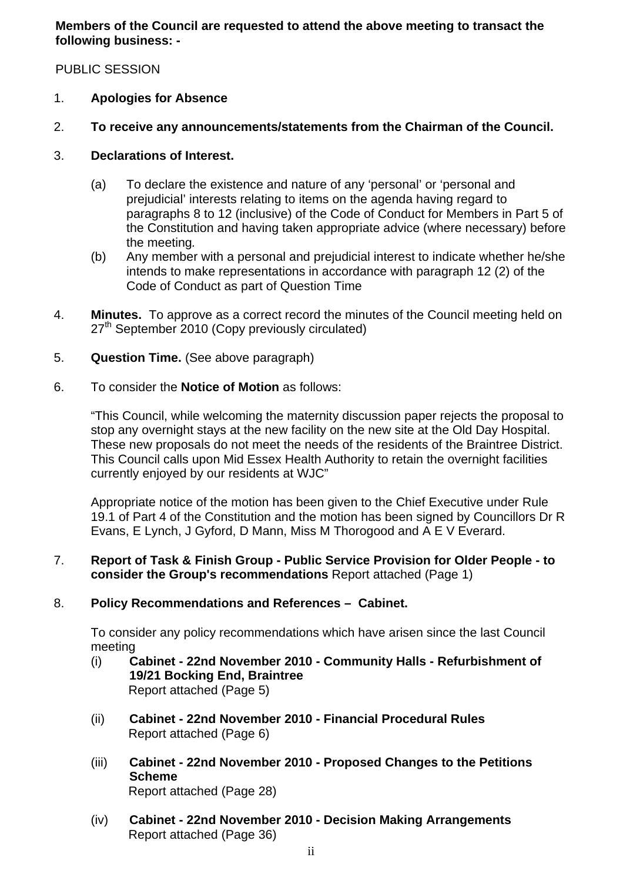**Members of the Council are requested to attend the above meeting to transact the following business: -**

PUBLIC SESSION

1. **Apologies for Absence**

2. **To receive any announcements/statements from the Chairman of the Council.**

3. **Declarations of Interest.**

   (a) To declare the existence and nature of any 'personal' or 'personal and prejudicial' interests relating to items on the agenda having regard to paragraphs 8 to 12 (inclusive) of the Code of Conduct for Members in Part 5 of the Constitution and having taken appropriate advice (where necessary) before the meeting.

   (b) Any member with a personal and prejudicial interest to indicate whether he/she intends to make representations in accordance with paragraph 12 (2) of the Code of Conduct as part of Question Time

4. **Minutes.** To approve as a correct record the minutes of the Council meeting held on 27th September 2010 (Copy previously circulated)

5. **Question Time.** (See above paragraph)

6. To consider the **Notice of Motion** as follows:

   "This Council, while welcoming the maternity discussion paper rejects the proposal to stop any overnight stays at the new facility on the new site at the Old Day Hospital. These new proposals do not meet the needs of the residents of the Braintree District. This Council calls upon Mid Essex Health Authority to retain the overnight facilities currently enjoyed by our residents at WJC"

   Appropriate notice of the motion has been given to the Chief Executive under Rule 19.1 of Part 4 of the Constitution and the motion has been signed by Councillors Dr R Evans, E Lynch, J Gyford, D Mann, Miss M Thorogood and A E V Everard.

7. **Report of Task & Finish Group - Public Service Provision for Older People - to consider the Group's recommendations** Report attached (Page 1)

8. **Policy Recommendations and References – Cabinet.**

   To consider any policy recommendations which have arisen since the last Council meeting

   (i) **Cabinet - 22nd November 2010 - Community Halls - Refurbishment of 19/21 Bocking End, Braintree**
   Report attached (Page 5)

   (ii) **Cabinet - 22nd November 2010 - Financial Procedural Rules**
   Report attached (Page 6)

   (iii) **Cabinet - 22nd November 2010 - Proposed Changes to the Petitions Scheme**
   Report attached (Page 28)

   (iv) **Cabinet - 22nd November 2010 - Decision Making Arrangements**
   Report attached (Page 36)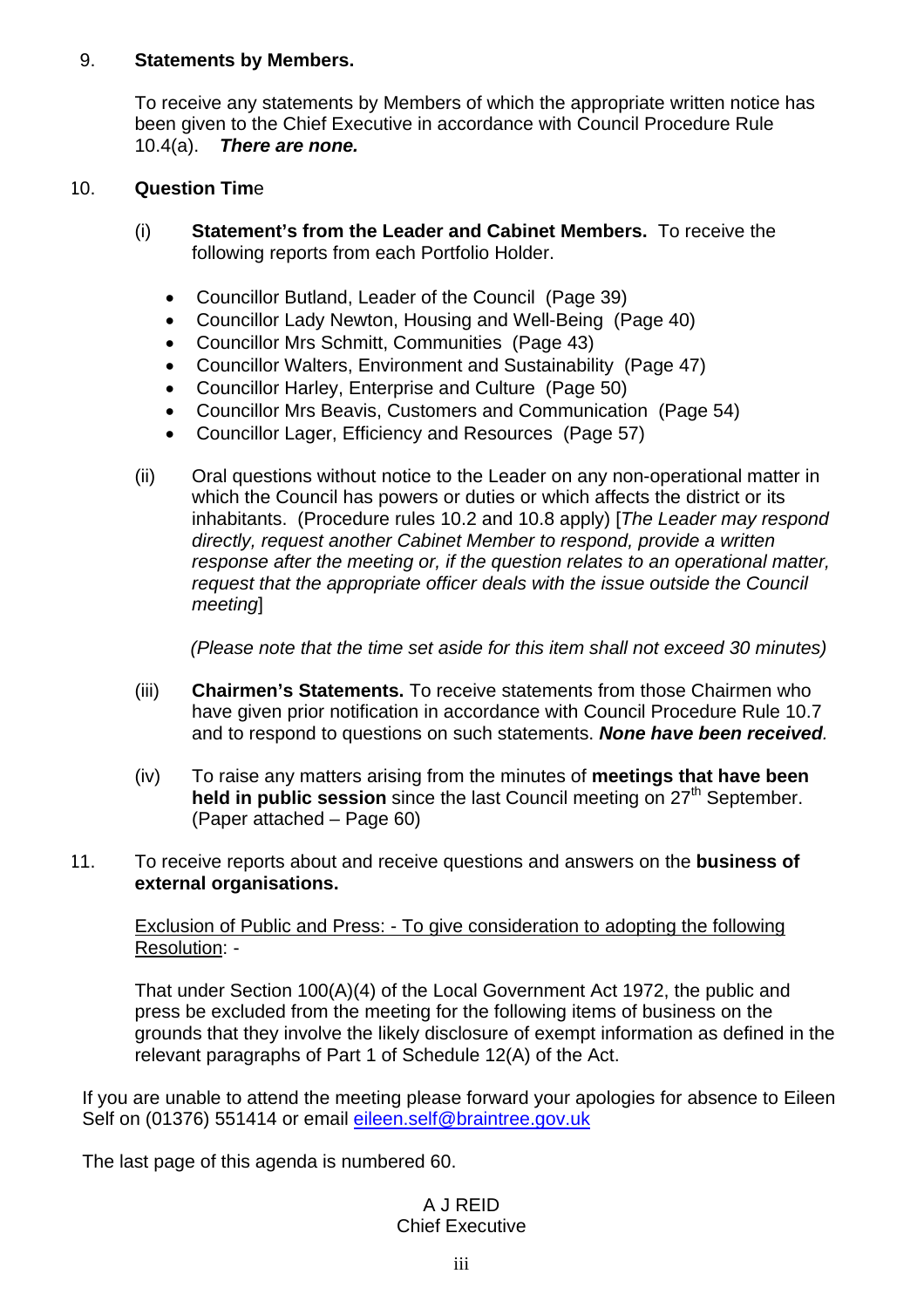9. **Statements by Members.**

   To receive any statements by Members of which the appropriate written notice has been given to the Chief Executive in accordance with Council Procedure Rule 10.4(a). ***There are none.***

10. **Question Time**

    (i) **Statement's from the Leader and Cabinet Members.** To receive the following reports from each Portfolio Holder.

    - Councillor Butland, Leader of the Council (Page 39)
    - Councillor Lady Newton, Housing and Well-Being (Page 40)
    - Councillor Mrs Schmitt, Communities (Page 43)
    - Councillor Walters, Environment and Sustainability (Page 47)
    - Councillor Harley, Enterprise and Culture (Page 50)
    - Councillor Mrs Beavis, Customers and Communication (Page 54)
    - Councillor Lager, Efficiency and Resources (Page 57)

    (ii) Oral questions without notice to the Leader on any non-operational matter in which the Council has powers or duties or which affects the district or its inhabitants. (Procedure rules 10.2 and 10.8 apply) [*The Leader may respond directly, request another Cabinet Member to respond, provide a written response after the meeting or, if the question relates to an operational matter, request that the appropriate officer deals with the issue outside the Council meeting*]

    *(Please note that the time set aside for this item shall not exceed 30 minutes)*

    (iii) **Chairmen's Statements.** To receive statements from those Chairmen who have given prior notification in accordance with Council Procedure Rule 10.7 and to respond to questions on such statements. ***None have been received.***

    (iv) To raise any matters arising from the minutes of **meetings that have been held in public session** since the last Council meeting on 27th September. (Paper attached – Page 60)

11. To receive reports about and receive questions and answers on the **business of external organisations.**

    Exclusion of Public and Press: - To give consideration to adopting the following Resolution: -

    That under Section 100(A)(4) of the Local Government Act 1972, the public and press be excluded from the meeting for the following items of business on the grounds that they involve the likely disclosure of exempt information as defined in the relevant paragraphs of Part 1 of Schedule 12(A) of the Act.

If you are unable to attend the meeting please forward your apologies for absence to Eileen Self on (01376) 551414 or email eileen.self@braintree.gov.uk

The last page of this agenda is numbered 60.

A J REID  
Chief Executive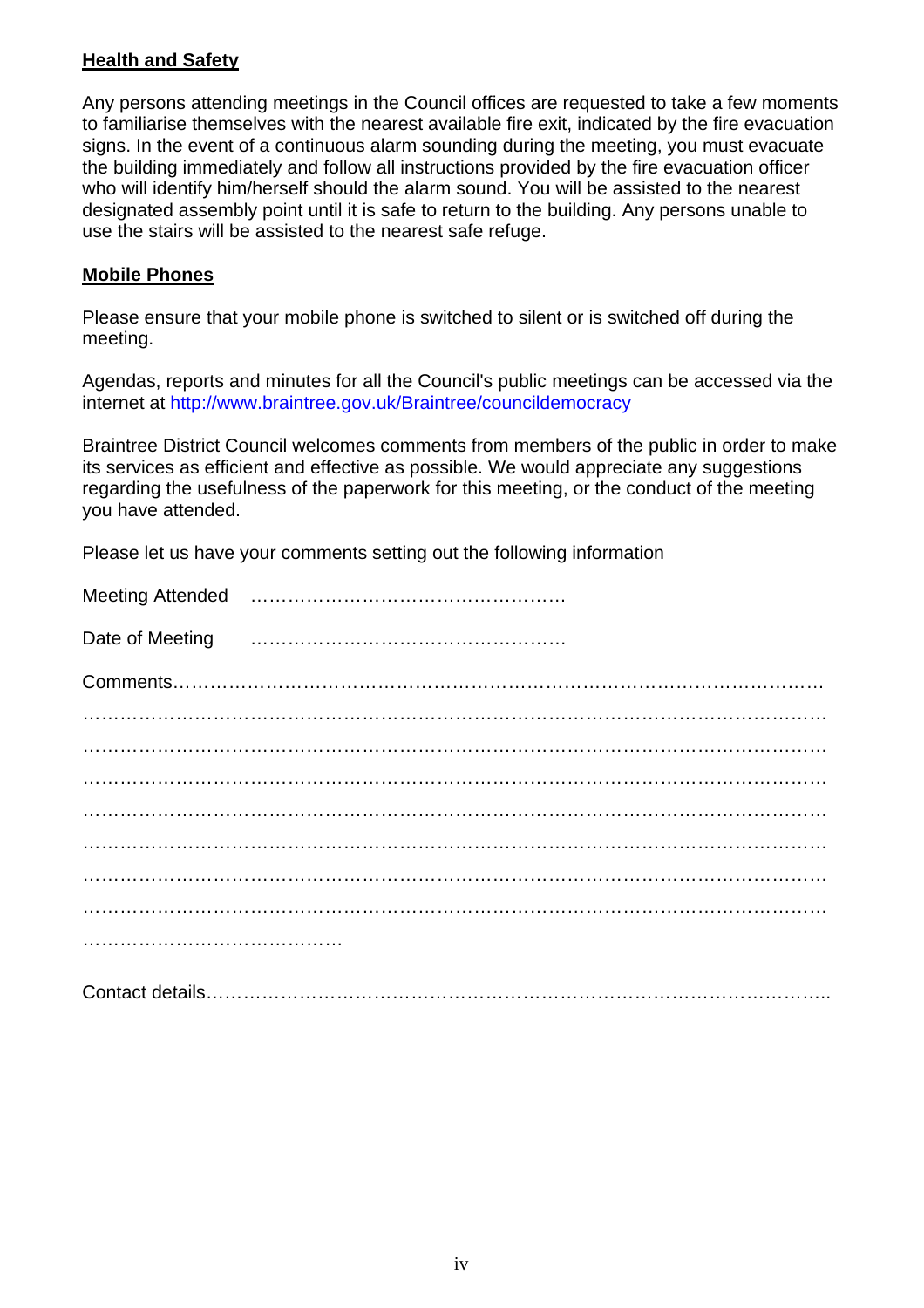**Health and Safety**

Any persons attending meetings in the Council offices are requested to take a few moments to familiarise themselves with the nearest available fire exit, indicated by the fire evacuation signs. In the event of a continuous alarm sounding during the meeting, you must evacuate the building immediately and follow all instructions provided by the fire evacuation officer who will identify him/herself should the alarm sound. You will be assisted to the nearest designated assembly point until it is safe to return to the building. Any persons unable to use the stairs will be assisted to the nearest safe refuge.

**Mobile Phones**

Please ensure that your mobile phone is switched to silent or is switched off during the meeting.

Agendas, reports and minutes for all the Council's public meetings can be accessed via the internet at [http://www.braintree.gov.uk/Braintree/councildemocracy](http://www.braintree.gov.uk/Braintree/councildemocracy)

Braintree District Council welcomes comments from members of the public in order to make its services as efficient and effective as possible. We would appreciate any suggestions regarding the usefulness of the paperwork for this meeting, or the conduct of the meeting you have attended.

Please let us have your comments setting out the following information

Meeting Attended ……………………………………………

Date of Meeting ……………………………………………

Comments…………………………………………………………………………………………
……………………………………………………………………………………………………
……………………………………………………………………………………………………
……………………………………………………………………………………………………
……………………………………………………………………………………………………
……………………………………………………………………………………………………
……………………………………………………………………………………………………
……………………………………………………………………………………………………
……………………………………

Contact details…………………………………………………………………………………..